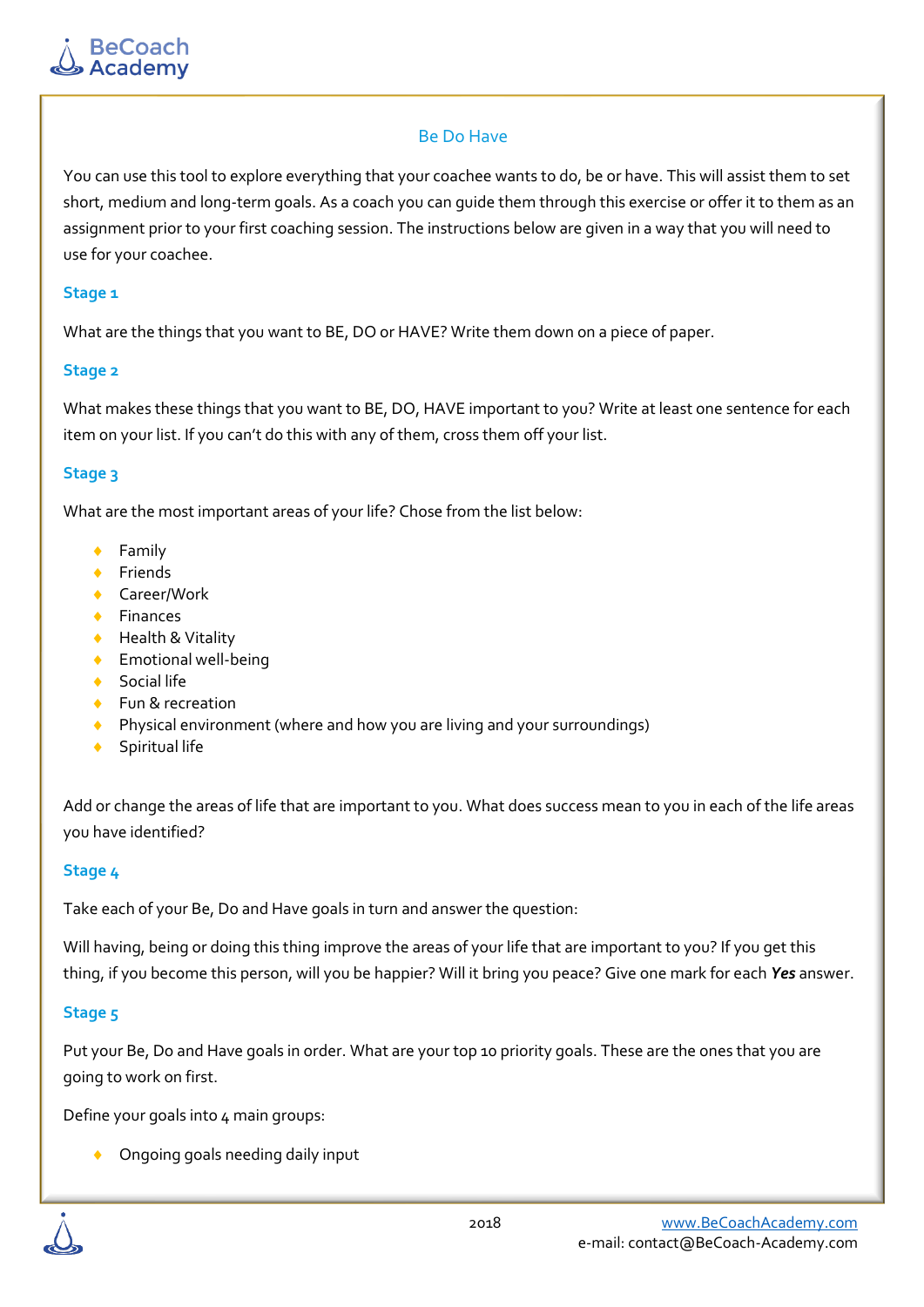# Be Do Have

You can use this tool to explore everything that your coachee wants to do, be or have. This will assist them to set short, medium and long-term goals. As a coach you can guide them through this exercise or offer it to them as an assignment prior to your first coaching session. The instructions below are given in a way that you will need to use for your coachee.

## Stage 1

What are the things that you want to BE, DO or HAVE? Write them down on a piece of paper.

## Stage 2

What makes these things that you want to BE, DO, HAVE important to you? Write at least one sentence for each item on your list. If you can't do this with any of them, cross them off your list.

## Stage 3

What are the most important areas of your life? Chose from the list below:

- Family
- Friends
- Career/Work
- Finances
- Health & Vitality
- Emotional well-being
- Social life
- Fun & recreation
- Physical environment (where and how you are living and your surroundings)
- Spiritual life

Add or change the areas of life that are important to you. What does success mean to you in each of the life areas you have identified?

## Stage 4

Take each of your Be, Do and Have goals in turn and answer the question:

Will having, being or doing this thing improve the areas of your life that are important to you? If you get this thing, if you become this person, will you be happier? Will it bring you peace? Give one mark for each ***Yes*** answer.

## Stage 5

Put your Be, Do and Have goals in order. What are your top 10 priority goals. These are the ones that you are going to work on first.

Define your goals into 4 main groups:

- Ongoing goals needing daily input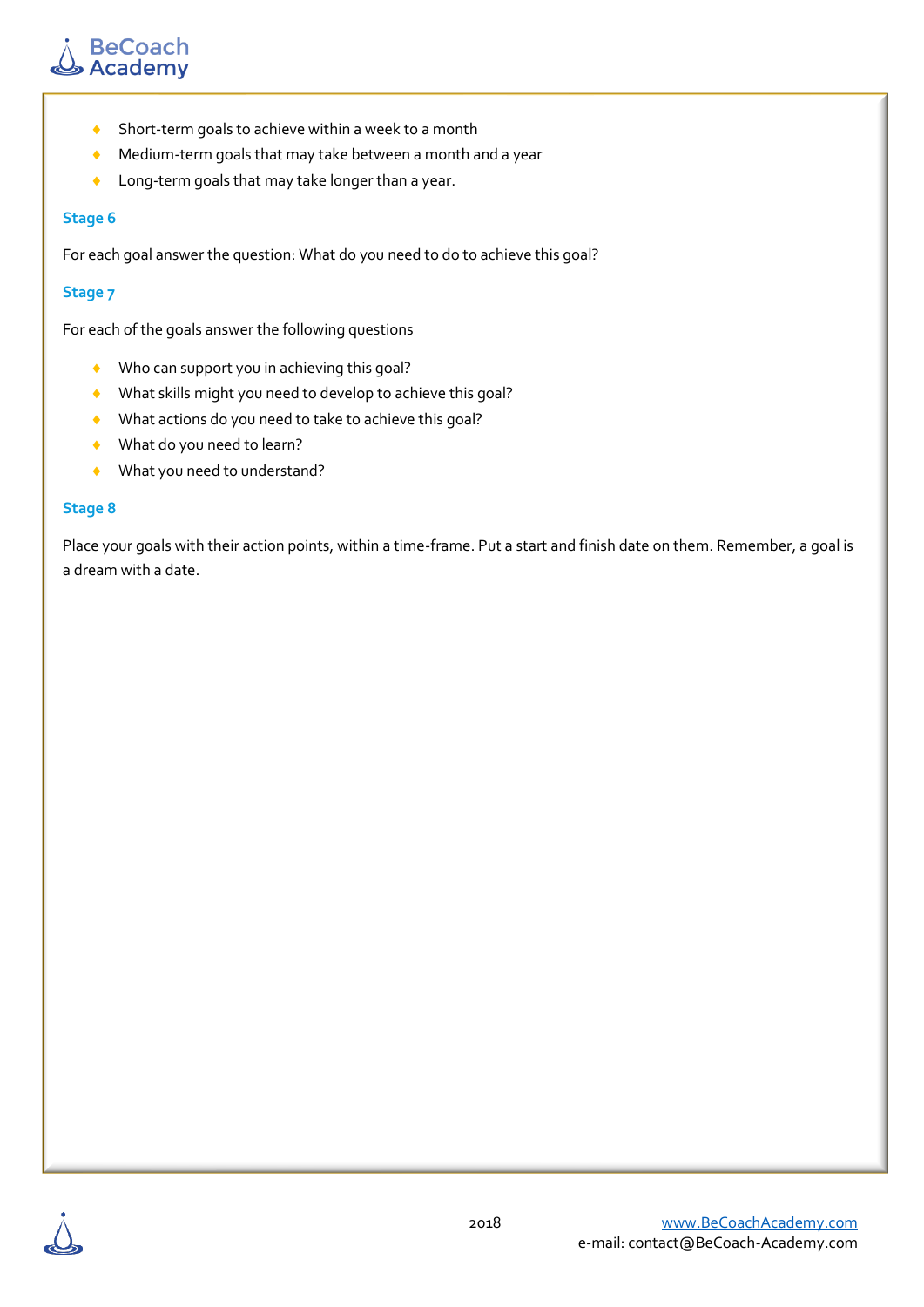- Short-term goals to achieve within a week to a month
- Medium-term goals that may take between a month and a year
- Long-term goals that may take longer than a year.

### Stage 6

For each goal answer the question: What do you need to do to achieve this goal?

### Stage 7

For each of the goals answer the following questions

- Who can support you in achieving this goal?
- What skills might you need to develop to achieve this goal?
- What actions do you need to take to achieve this goal?
- What do you need to learn?
- What you need to understand?

### Stage 8

Place your goals with their action points, within a time-frame. Put a start and finish date on them. Remember, a goal is a dream with a date.